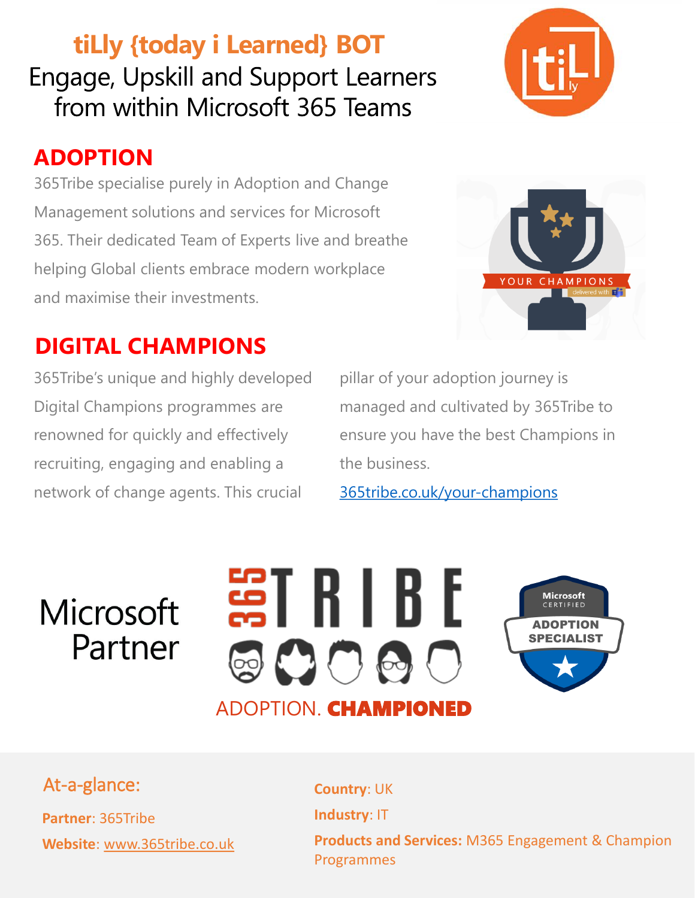# tiLly {today i Learned} BOT

Engage, Upskill and Support Learners from within Microsoft 365 Teams

## ADOPTION

365Tribe specialise purely in Adoption and Change Management solutions and services for Microsoft 365. Their dedicated Team of Experts live and breathe helping Global clients embrace modern workplace and maximise their investments.

## DIGITAL CHAMPIONS

365Tribe's unique and highly developed Digital Champions programmes are renowned for quickly and effectively recruiting, engaging and enabling a network of change agents. This crucial pillar of your adoption journey is managed and cultivated by 365Tribe to ensure you have the best Champions in the business.

[365tribe.co.uk/your-champions](365tribe.co.uk/your-champions)

Microsoft Partner

ADOPTION. **CHAMPIONED**

## At-a-glance:

**Partner**: 365Tribe

**Website**: [www.365tribe.co.uk](www.365tribe.co.uk)

**Country**: UK

**Industry**: IT

**Products and Services:** M365 Engagement & Champion Programmes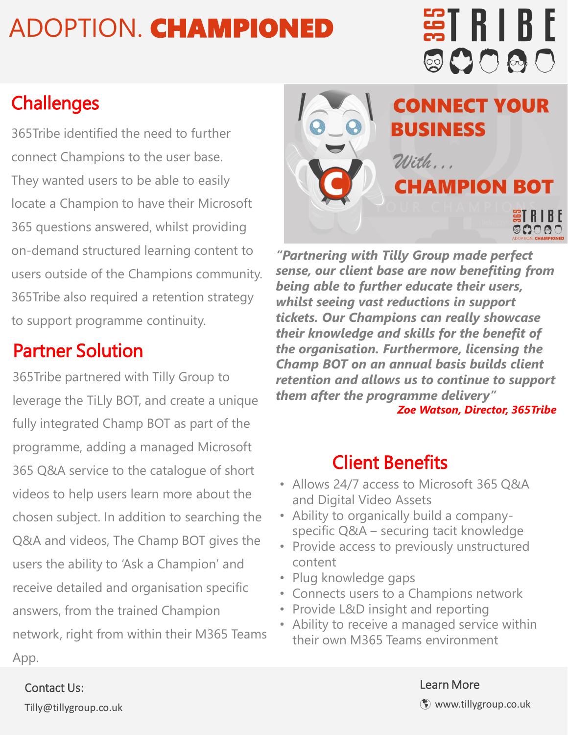# ADOPTION. **CHAMPIONED**

## Challenges

365Tribe identified the need to further connect Champions to the user base. They wanted users to be able to easily locate a Champion to have their Microsoft 365 questions answered, whilst providing on-demand structured learning content to users outside of the Champions community. 365Tribe also required a retention strategy to support programme continuity.

## Partner Solution

365Tribe partnered with Tilly Group to leverage the TiLly BOT, and create a unique fully integrated Champ BOT as part of the programme, adding a managed Microsoft 365 Q&A service to the catalogue of short videos to help users learn more about the chosen subject. In addition to searching the Q&A and videos, The Champ BOT gives the users the ability to 'Ask a Champion' and receive detailed and organisation specific answers, from the trained Champion network, right from within their M365 Teams App.

**CONNECT YOUR BUSINESS**

*With...*

**CHAMPION BOT**

***"Partnering with Tilly Group made perfect sense, our client base are now benefiting from being able to further educate their users, whilst seeing vast reductions in support tickets. Our Champions can really showcase their knowledge and skills for the benefit of the organisation. Furthermore, licensing the Champ BOT on an annual basis builds client retention and allows us to continue to support them after the programme delivery"***

***Zoe Watson, Director, 365Tribe***

## Client Benefits

- Allows 24/7 access to Microsoft 365 Q&A and Digital Video Assets
- Ability to organically build a company-specific Q&A – securing tacit knowledge
- Provide access to previously unstructured content
- Plug knowledge gaps
- Connects users to a Champions network
- Provide L&D insight and reporting
- Ability to receive a managed service within their own M365 Teams environment

Contact Us:

Tilly@tillygroup.co.uk

Learn More

www.tillygroup.co.uk